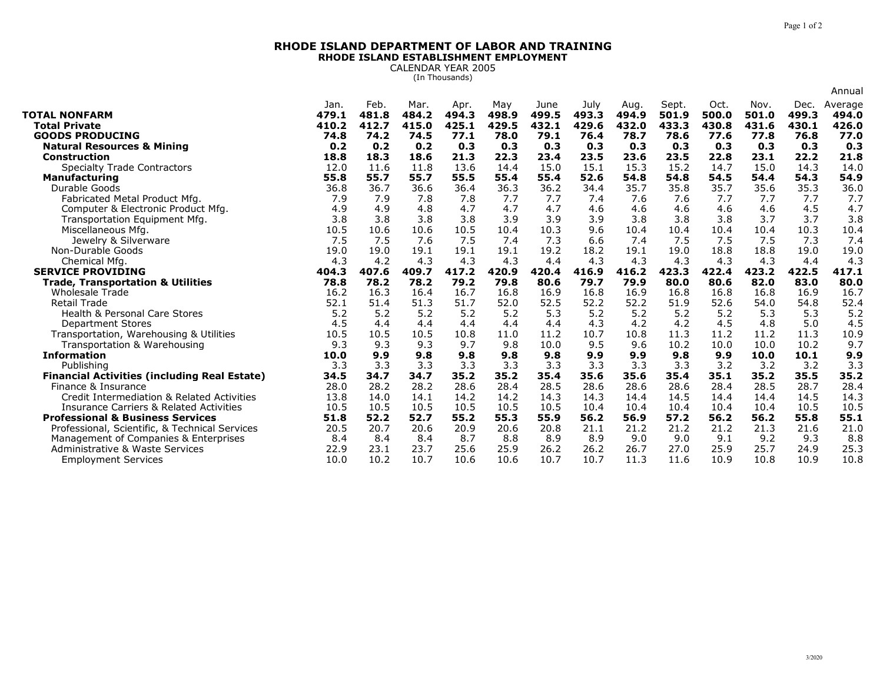# RHODE ISLAND DEPARTMENT OF LABOR AND TRAINING

## RHODE ISLAND ESTABLISHMENT EMPLOYMENT

CALENDAR YEAR 2005
(In Thousands)

| | Jan. | Feb. | Mar. | Apr. | May | June | July | Aug. | Sept. | Oct. | Nov. | Dec. | Annual Average |
|---|---|---|---|---|---|---|---|---|---|---|---|---|---|
| **TOTAL NONFARM** | **479.1** | **481.8** | **484.2** | **494.3** | **498.9** | **499.5** | **493.3** | **494.9** | **501.9** | **500.0** | **501.0** | **499.3** | **494.0** |
| **Total Private** | **410.2** | **412.7** | **415.0** | **425.1** | **429.5** | **432.1** | **429.6** | **432.0** | **433.3** | **430.8** | **431.6** | **430.1** | **426.0** |
| **GOODS PRODUCING** | **74.8** | **74.2** | **74.5** | **77.1** | **78.0** | **79.1** | **76.4** | **78.7** | **78.6** | **77.6** | **77.8** | **76.8** | **77.0** |
| **Natural Resources & Mining** | **0.2** | **0.2** | **0.2** | **0.3** | **0.3** | **0.3** | **0.3** | **0.3** | **0.3** | **0.3** | **0.3** | **0.3** | **0.3** |
| **Construction** | **18.8** | **18.3** | **18.6** | **21.3** | **22.3** | **23.4** | **23.5** | **23.6** | **23.5** | **22.8** | **23.1** | **22.2** | **21.8** |
| Specialty Trade Contractors | 12.0 | 11.6 | 11.8 | 13.6 | 14.4 | 15.0 | 15.1 | 15.3 | 15.2 | 14.7 | 15.0 | 14.3 | 14.0 |
| **Manufacturing** | **55.8** | **55.7** | **55.7** | **55.5** | **55.4** | **55.4** | **52.6** | **54.8** | **54.8** | **54.5** | **54.4** | **54.3** | **54.9** |
| Durable Goods | 36.8 | 36.7 | 36.6 | 36.4 | 36.3 | 36.2 | 34.4 | 35.7 | 35.8 | 35.7 | 35.6 | 35.3 | 36.0 |
| Fabricated Metal Product Mfg. | 7.9 | 7.9 | 7.8 | 7.8 | 7.7 | 7.7 | 7.4 | 7.6 | 7.6 | 7.7 | 7.7 | 7.7 | 7.7 |
| Computer & Electronic Product Mfg. | 4.9 | 4.9 | 4.8 | 4.7 | 4.7 | 4.7 | 4.6 | 4.6 | 4.6 | 4.6 | 4.6 | 4.5 | 4.7 |
| Transportation Equipment Mfg. | 3.8 | 3.8 | 3.8 | 3.8 | 3.9 | 3.9 | 3.9 | 3.8 | 3.8 | 3.8 | 3.7 | 3.7 | 3.8 |
| Miscellaneous Mfg. | 10.5 | 10.6 | 10.6 | 10.5 | 10.4 | 10.3 | 9.6 | 10.4 | 10.4 | 10.4 | 10.4 | 10.3 | 10.4 |
| Jewelry & Silverware | 7.5 | 7.5 | 7.6 | 7.5 | 7.4 | 7.3 | 6.6 | 7.4 | 7.5 | 7.5 | 7.5 | 7.3 | 7.4 |
| Non-Durable Goods | 19.0 | 19.0 | 19.1 | 19.1 | 19.1 | 19.2 | 18.2 | 19.1 | 19.0 | 18.8 | 18.8 | 19.0 | 19.0 |
| Chemical Mfg. | 4.3 | 4.2 | 4.3 | 4.3 | 4.3 | 4.4 | 4.3 | 4.3 | 4.3 | 4.3 | 4.3 | 4.4 | 4.3 |
| **SERVICE PROVIDING** | **404.3** | **407.6** | **409.7** | **417.2** | **420.9** | **420.4** | **416.9** | **416.2** | **423.3** | **422.4** | **423.2** | **422.5** | **417.1** |
| **Trade, Transportation & Utilities** | **78.8** | **78.2** | **78.2** | **79.2** | **79.8** | **80.6** | **79.7** | **79.9** | **80.0** | **80.6** | **82.0** | **83.0** | **80.0** |
| Wholesale Trade | 16.2 | 16.3 | 16.4 | 16.7 | 16.8 | 16.9 | 16.8 | 16.9 | 16.8 | 16.8 | 16.8 | 16.9 | 16.7 |
| Retail Trade | 52.1 | 51.4 | 51.3 | 51.7 | 52.0 | 52.5 | 52.2 | 52.2 | 51.9 | 52.6 | 54.0 | 54.8 | 52.4 |
| Health & Personal Care Stores | 5.2 | 5.2 | 5.2 | 5.2 | 5.2 | 5.3 | 5.2 | 5.2 | 5.2 | 5.2 | 5.3 | 5.3 | 5.2 |
| Department Stores | 4.5 | 4.4 | 4.4 | 4.4 | 4.4 | 4.4 | 4.3 | 4.2 | 4.2 | 4.5 | 4.8 | 5.0 | 4.5 |
| Transportation, Warehousing & Utilities | 10.5 | 10.5 | 10.5 | 10.8 | 11.0 | 11.2 | 10.7 | 10.8 | 11.3 | 11.2 | 11.2 | 11.3 | 10.9 |
| Transportation & Warehousing | 9.3 | 9.3 | 9.3 | 9.7 | 9.8 | 10.0 | 9.5 | 9.6 | 10.2 | 10.0 | 10.0 | 10.2 | 9.7 |
| **Information** | **10.0** | **9.9** | **9.8** | **9.8** | **9.8** | **9.8** | **9.9** | **9.9** | **9.8** | **9.9** | **10.0** | **10.1** | **9.9** |
| Publishing | 3.3 | 3.3 | 3.3 | 3.3 | 3.3 | 3.3 | 3.3 | 3.3 | 3.3 | 3.2 | 3.2 | 3.2 | 3.3 |
| **Financial Activities (including Real Estate)** | **34.5** | **34.7** | **34.7** | **35.2** | **35.2** | **35.4** | **35.6** | **35.6** | **35.4** | **35.1** | **35.2** | **35.5** | **35.2** |
| Finance & Insurance | 28.0 | 28.2 | 28.2 | 28.6 | 28.4 | 28.5 | 28.6 | 28.6 | 28.6 | 28.4 | 28.5 | 28.7 | 28.4 |
| Credit Intermediation & Related Activities | 13.8 | 14.0 | 14.1 | 14.2 | 14.2 | 14.3 | 14.3 | 14.4 | 14.5 | 14.4 | 14.4 | 14.5 | 14.3 |
| Insurance Carriers & Related Activities | 10.5 | 10.5 | 10.5 | 10.5 | 10.5 | 10.5 | 10.4 | 10.4 | 10.4 | 10.4 | 10.4 | 10.5 | 10.5 |
| **Professional & Business Services** | **51.8** | **52.2** | **52.7** | **55.2** | **55.3** | **55.9** | **56.2** | **56.9** | **57.2** | **56.2** | **56.2** | **55.8** | **55.1** |
| Professional, Scientific, & Technical Services | 20.5 | 20.7 | 20.6 | 20.9 | 20.6 | 20.8 | 21.1 | 21.2 | 21.2 | 21.2 | 21.3 | 21.6 | 21.0 |
| Management of Companies & Enterprises | 8.4 | 8.4 | 8.4 | 8.7 | 8.8 | 8.9 | 8.9 | 9.0 | 9.0 | 9.1 | 9.2 | 9.3 | 8.8 |
| Administrative & Waste Services | 22.9 | 23.1 | 23.7 | 25.6 | 25.9 | 26.2 | 26.2 | 26.7 | 27.0 | 25.9 | 25.7 | 24.9 | 25.3 |
| Employment Services | 10.0 | 10.2 | 10.7 | 10.6 | 10.6 | 10.7 | 10.7 | 11.3 | 11.6 | 10.9 | 10.8 | 10.9 | 10.8 |

3/2020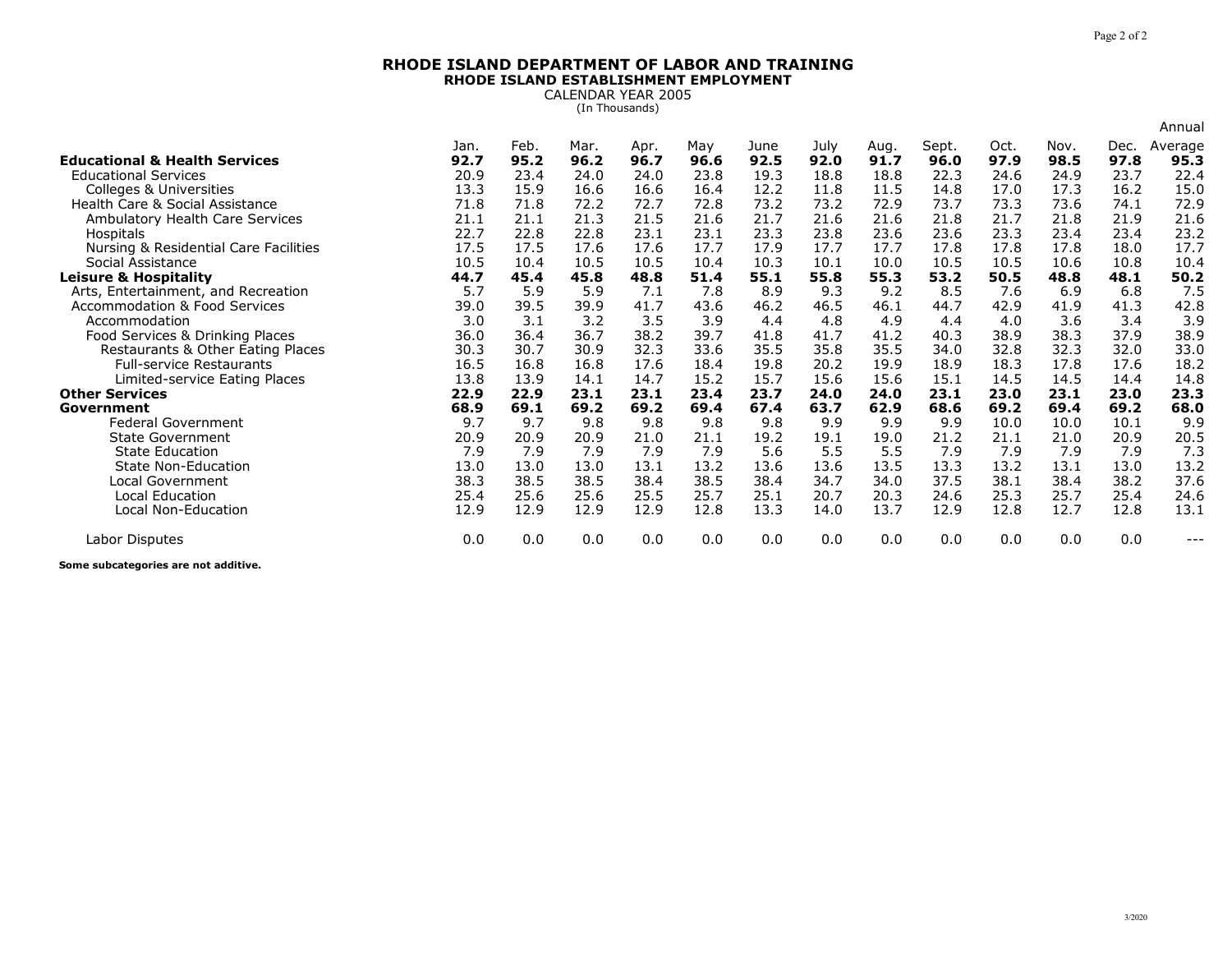# RHODE ISLAND DEPARTMENT OF LABOR AND TRAINING

## RHODE ISLAND ESTABLISHMENT EMPLOYMENT

CALENDAR YEAR 2005

(In Thousands)

| | Jan. | Feb. | Mar. | Apr. | May | June | July | Aug. | Sept. | Oct. | Nov. | Dec. | Annual Average |
|---|---|---|---|---|---|---|---|---|---|---|---|---|---|
| **Educational & Health Services** | **92.7** | **95.2** | **96.2** | **96.7** | **96.6** | **92.5** | **92.0** | **91.7** | **96.0** | **97.9** | **98.5** | **97.8** | **95.3** |
| Educational Services | 20.9 | 23.4 | 24.0 | 24.0 | 23.8 | 19.3 | 18.8 | 18.8 | 22.3 | 24.6 | 24.9 | 23.7 | 22.4 |
| Colleges & Universities | 13.3 | 15.9 | 16.6 | 16.6 | 16.4 | 12.2 | 11.8 | 11.5 | 14.8 | 17.0 | 17.3 | 16.2 | 15.0 |
| Health Care & Social Assistance | 71.8 | 71.8 | 72.2 | 72.7 | 72.8 | 73.2 | 73.2 | 72.9 | 73.7 | 73.3 | 73.6 | 74.1 | 72.9 |
| Ambulatory Health Care Services | 21.1 | 21.1 | 21.3 | 21.5 | 21.6 | 21.7 | 21.6 | 21.6 | 21.8 | 21.7 | 21.8 | 21.9 | 21.6 |
| Hospitals | 22.7 | 22.8 | 22.8 | 23.1 | 23.1 | 23.3 | 23.8 | 23.6 | 23.6 | 23.3 | 23.4 | 23.4 | 23.2 |
| Nursing & Residential Care Facilities | 17.5 | 17.5 | 17.6 | 17.6 | 17.7 | 17.9 | 17.7 | 17.7 | 17.8 | 17.8 | 17.8 | 18.0 | 17.7 |
| Social Assistance | 10.5 | 10.4 | 10.5 | 10.5 | 10.4 | 10.3 | 10.1 | 10.0 | 10.5 | 10.5 | 10.6 | 10.8 | 10.4 |
| **Leisure & Hospitality** | **44.7** | **45.4** | **45.8** | **48.8** | **51.4** | **55.1** | **55.8** | **55.3** | **53.2** | **50.5** | **48.8** | **48.1** | **50.2** |
| Arts, Entertainment, and Recreation | 5.7 | 5.9 | 5.9 | 7.1 | 7.8 | 8.9 | 9.3 | 9.2 | 8.5 | 7.6 | 6.9 | 6.8 | 7.5 |
| Accommodation & Food Services | 39.0 | 39.5 | 39.9 | 41.7 | 43.6 | 46.2 | 46.5 | 46.1 | 44.7 | 42.9 | 41.9 | 41.3 | 42.8 |
| Accommodation | 3.0 | 3.1 | 3.2 | 3.5 | 3.9 | 4.4 | 4.8 | 4.9 | 4.4 | 4.0 | 3.6 | 3.4 | 3.9 |
| Food Services & Drinking Places | 36.0 | 36.4 | 36.7 | 38.2 | 39.7 | 41.8 | 41.7 | 41.2 | 40.3 | 38.9 | 38.3 | 37.9 | 38.9 |
| Restaurants & Other Eating Places | 30.3 | 30.7 | 30.9 | 32.3 | 33.6 | 35.5 | 35.8 | 35.5 | 34.0 | 32.8 | 32.3 | 32.0 | 33.0 |
| Full-service Restaurants | 16.5 | 16.8 | 16.8 | 17.6 | 18.4 | 19.8 | 20.2 | 19.9 | 18.9 | 18.3 | 17.8 | 17.6 | 18.2 |
| Limited-service Eating Places | 13.8 | 13.9 | 14.1 | 14.7 | 15.2 | 15.7 | 15.6 | 15.6 | 15.1 | 14.5 | 14.5 | 14.4 | 14.8 |
| **Other Services** | **22.9** | **22.9** | **23.1** | **23.1** | **23.4** | **23.7** | **24.0** | **24.0** | **23.1** | **23.0** | **23.1** | **23.0** | **23.3** |
| **Government** | **68.9** | **69.1** | **69.2** | **69.2** | **69.4** | **67.4** | **63.7** | **62.9** | **68.6** | **69.2** | **69.4** | **69.2** | **68.0** |
| Federal Government | 9.7 | 9.7 | 9.8 | 9.8 | 9.8 | 9.8 | 9.9 | 9.9 | 9.9 | 10.0 | 10.0 | 10.1 | 9.9 |
| State Government | 20.9 | 20.9 | 20.9 | 21.0 | 21.1 | 19.2 | 19.1 | 19.0 | 21.2 | 21.1 | 21.0 | 20.9 | 20.5 |
| State Education | 7.9 | 7.9 | 7.9 | 7.9 | 7.9 | 5.6 | 5.5 | 5.5 | 7.9 | 7.9 | 7.9 | 7.9 | 7.3 |
| State Non-Education | 13.0 | 13.0 | 13.0 | 13.1 | 13.2 | 13.6 | 13.6 | 13.5 | 13.3 | 13.2 | 13.1 | 13.0 | 13.2 |
| Local Government | 38.3 | 38.5 | 38.5 | 38.4 | 38.5 | 38.4 | 34.7 | 34.0 | 37.5 | 38.1 | 38.4 | 38.2 | 37.6 |
| Local Education | 25.4 | 25.6 | 25.6 | 25.5 | 25.7 | 25.1 | 20.7 | 20.3 | 24.6 | 25.3 | 25.7 | 25.4 | 24.6 |
| Local Non-Education | 12.9 | 12.9 | 12.9 | 12.9 | 12.8 | 13.3 | 14.0 | 13.7 | 12.9 | 12.8 | 12.7 | 12.8 | 13.1 |
| Labor Disputes | 0.0 | 0.0 | 0.0 | 0.0 | 0.0 | 0.0 | 0.0 | 0.0 | 0.0 | 0.0 | 0.0 | 0.0 | --- |

**Some subcategories are not additive.**

3/2020